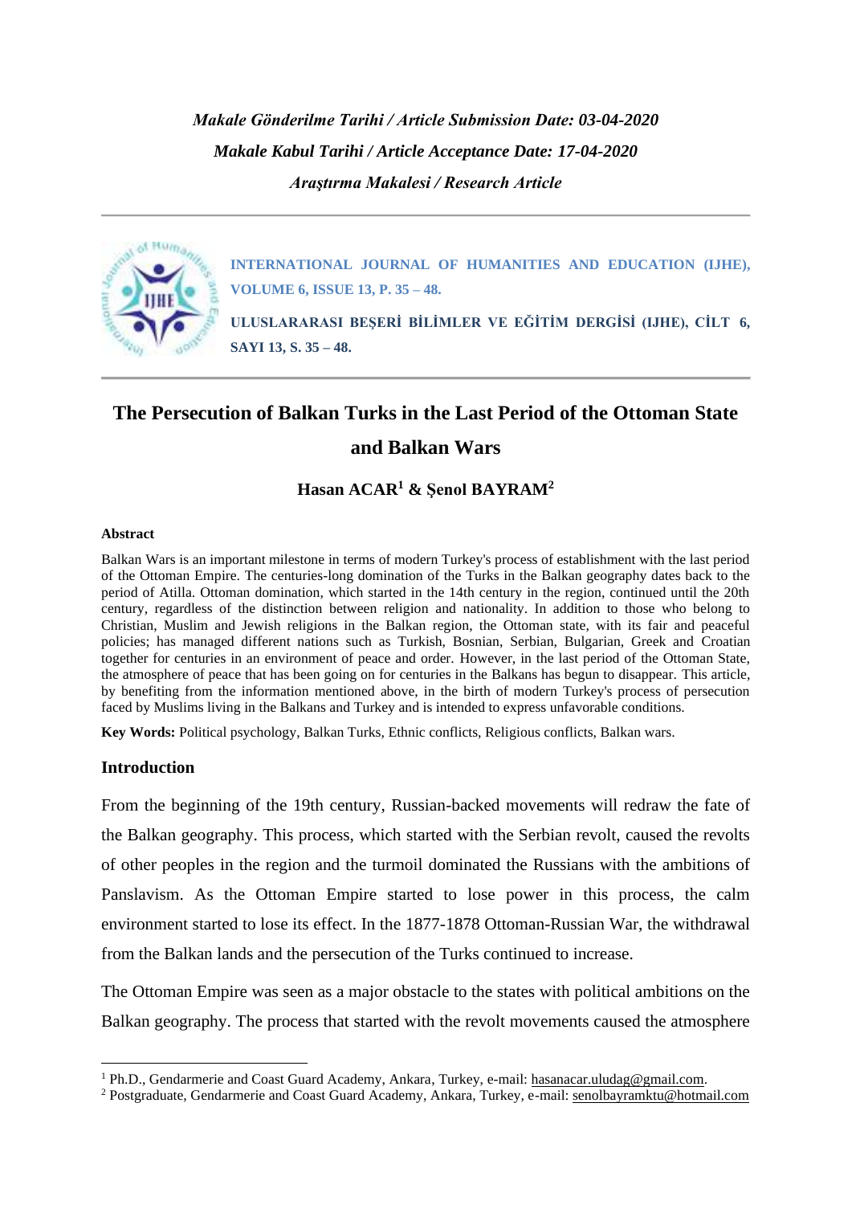*Makale Gönderilme Tarihi / Article Submission Date: 03-04-2020*

*Makale Kabul Tarihi / Article Acceptance Date: 17-04-2020*

*Araştırma Makalesi / Research Article*

**INTERNATIONAL JOURNAL OF HUMANITIES AND EDUCATION (IJHE), VOLUME 6, ISSUE 13, P. 35 – 48.**

**ULUSLARARASI BEŞERİ BİLİMLER VE EĞİTİM DERGİSİ (IJHE), CİLT 6, SAYI 13, S. 35 – 48.**

# The Persecution of Balkan Turks in the Last Period of the Ottoman State and Balkan Wars

**Hasan ACAR[1] & Şenol BAYRAM[2]**

#### Abstract

Balkan Wars is an important milestone in terms of modern Turkey's process of establishment with the last period of the Ottoman Empire. The centuries-long domination of the Turks in the Balkan geography dates back to the period of Atilla. Ottoman domination, which started in the 14th century in the region, continued until the 20th century, regardless of the distinction between religion and nationality. In addition to those who belong to Christian, Muslim and Jewish religions in the Balkan region, the Ottoman state, with its fair and peaceful policies; has managed different nations such as Turkish, Bosnian, Serbian, Bulgarian, Greek and Croatian together for centuries in an environment of peace and order. However, in the last period of the Ottoman State, the atmosphere of peace that has been going on for centuries in the Balkans has begun to disappear. This article, by benefiting from the information mentioned above, in the birth of modern Turkey's process of persecution faced by Muslims living in the Balkans and Turkey and is intended to express unfavorable conditions.

**Key Words:** Political psychology, Balkan Turks, Ethnic conflicts, Religious conflicts, Balkan wars.

### Introduction

From the beginning of the 19th century, Russian-backed movements will redraw the fate of the Balkan geography. This process, which started with the Serbian revolt, caused the revolts of other peoples in the region and the turmoil dominated the Russians with the ambitions of Panslavism. As the Ottoman Empire started to lose power in this process, the calm environment started to lose its effect. In the 1877-1878 Ottoman-Russian War, the withdrawal from the Balkan lands and the persecution of the Turks continued to increase.

The Ottoman Empire was seen as a major obstacle to the states with political ambitions on the Balkan geography. The process that started with the revolt movements caused the atmosphere

---

[1] Ph.D., Gendarmerie and Coast Guard Academy, Ankara, Turkey, e-mail: hasanacar.uludag@gmail.com.

[2] Postgraduate, Gendarmerie and Coast Guard Academy, Ankara, Turkey, e-mail: senolbayramktu@hotmail.com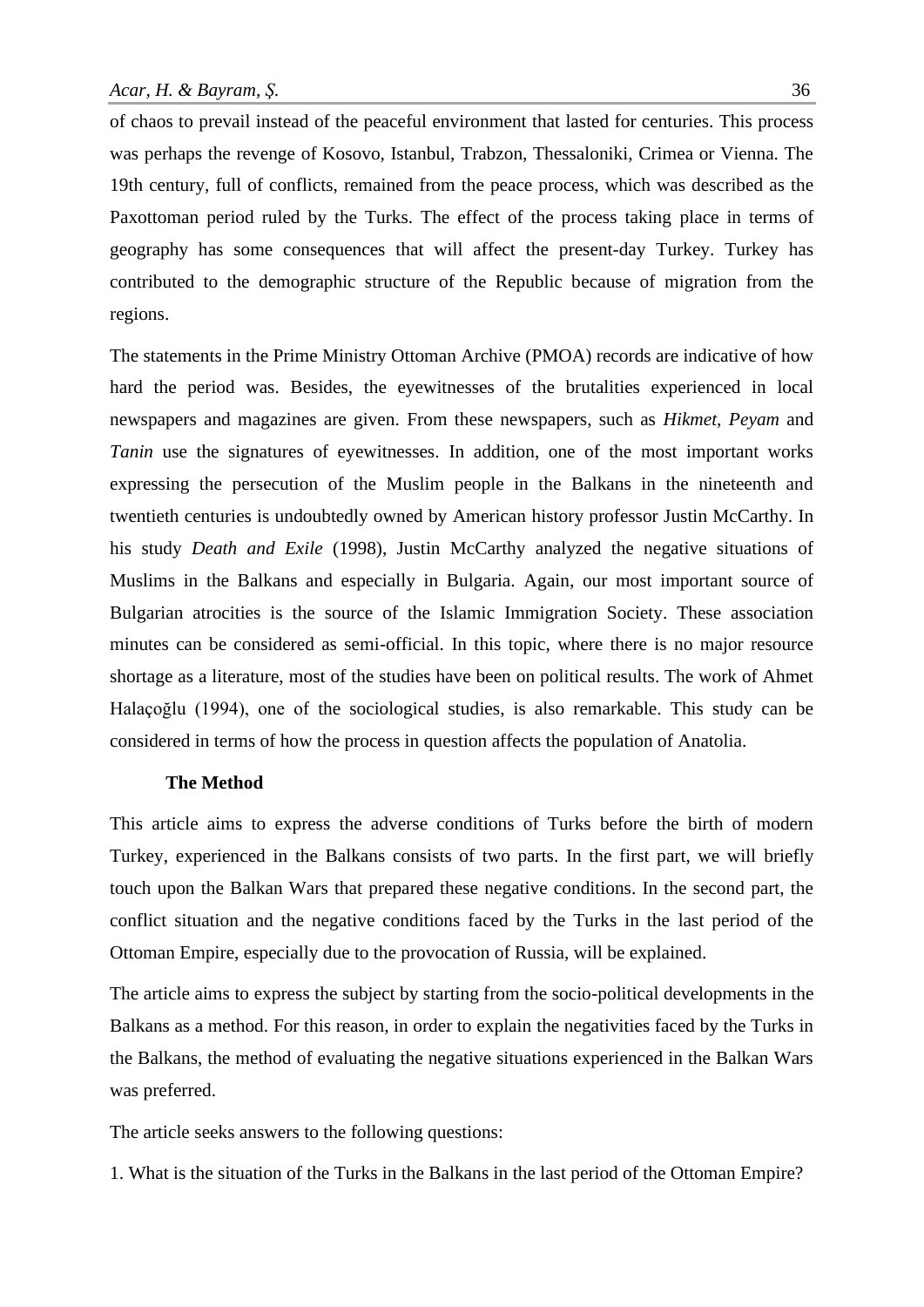of chaos to prevail instead of the peaceful environment that lasted for centuries. This process was perhaps the revenge of Kosovo, Istanbul, Trabzon, Thessaloniki, Crimea or Vienna. The 19th century, full of conflicts, remained from the peace process, which was described as the Paxottoman period ruled by the Turks. The effect of the process taking place in terms of geography has some consequences that will affect the present-day Turkey. Turkey has contributed to the demographic structure of the Republic because of migration from the regions.

The statements in the Prime Ministry Ottoman Archive (PMOA) records are indicative of how hard the period was. Besides, the eyewitnesses of the brutalities experienced in local newspapers and magazines are given. From these newspapers, such as *Hikmet*, *Peyam* and *Tanin* use the signatures of eyewitnesses. In addition, one of the most important works expressing the persecution of the Muslim people in the Balkans in the nineteenth and twentieth centuries is undoubtedly owned by American history professor Justin McCarthy. In his study *Death and Exile* (1998), Justin McCarthy analyzed the negative situations of Muslims in the Balkans and especially in Bulgaria. Again, our most important source of Bulgarian atrocities is the source of the Islamic Immigration Society. These association minutes can be considered as semi-official. In this topic, where there is no major resource shortage as a literature, most of the studies have been on political results. The work of Ahmet Halaçoğlu (1994), one of the sociological studies, is also remarkable. This study can be considered in terms of how the process in question affects the population of Anatolia.

## The Method

This article aims to express the adverse conditions of Turks before the birth of modern Turkey, experienced in the Balkans consists of two parts. In the first part, we will briefly touch upon the Balkan Wars that prepared these negative conditions. In the second part, the conflict situation and the negative conditions faced by the Turks in the last period of the Ottoman Empire, especially due to the provocation of Russia, will be explained.

The article aims to express the subject by starting from the socio-political developments in the Balkans as a method. For this reason, in order to explain the negativities faced by the Turks in the Balkans, the method of evaluating the negative situations experienced in the Balkan Wars was preferred.

The article seeks answers to the following questions:

1. What is the situation of the Turks in the Balkans in the last period of the Ottoman Empire?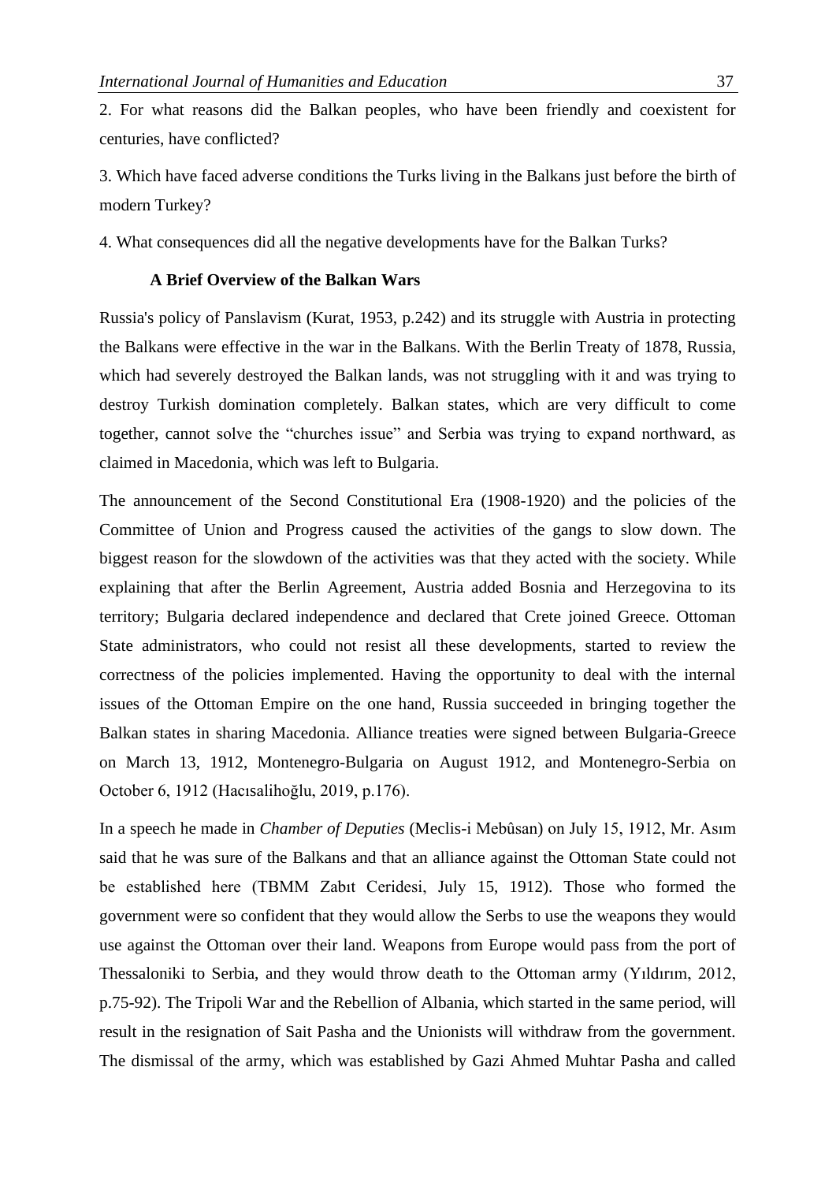2. For what reasons did the Balkan peoples, who have been friendly and coexistent for centuries, have conflicted?

3. Which have faced adverse conditions the Turks living in the Balkans just before the birth of modern Turkey?

4. What consequences did all the negative developments have for the Balkan Turks?

## A Brief Overview of the Balkan Wars

Russia's policy of Panslavism (Kurat, 1953, p.242) and its struggle with Austria in protecting the Balkans were effective in the war in the Balkans. With the Berlin Treaty of 1878, Russia, which had severely destroyed the Balkan lands, was not struggling with it and was trying to destroy Turkish domination completely. Balkan states, which are very difficult to come together, cannot solve the "churches issue" and Serbia was trying to expand northward, as claimed in Macedonia, which was left to Bulgaria.

The announcement of the Second Constitutional Era (1908-1920) and the policies of the Committee of Union and Progress caused the activities of the gangs to slow down. The biggest reason for the slowdown of the activities was that they acted with the society. While explaining that after the Berlin Agreement, Austria added Bosnia and Herzegovina to its territory; Bulgaria declared independence and declared that Crete joined Greece. Ottoman State administrators, who could not resist all these developments, started to review the correctness of the policies implemented. Having the opportunity to deal with the internal issues of the Ottoman Empire on the one hand, Russia succeeded in bringing together the Balkan states in sharing Macedonia. Alliance treaties were signed between Bulgaria-Greece on March 13, 1912, Montenegro-Bulgaria on August 1912, and Montenegro-Serbia on October 6, 1912 (Hacısalihoğlu, 2019, p.176).

In a speech he made in *Chamber of Deputies* (Meclis-i Mebûsan) on July 15, 1912, Mr. Asım said that he was sure of the Balkans and that an alliance against the Ottoman State could not be established here (TBMM Zabıt Ceridesi, July 15, 1912). Those who formed the government were so confident that they would allow the Serbs to use the weapons they would use against the Ottoman over their land. Weapons from Europe would pass from the port of Thessaloniki to Serbia, and they would throw death to the Ottoman army (Yıldırım, 2012, p.75-92). The Tripoli War and the Rebellion of Albania, which started in the same period, will result in the resignation of Sait Pasha and the Unionists will withdraw from the government. The dismissal of the army, which was established by Gazi Ahmed Muhtar Pasha and called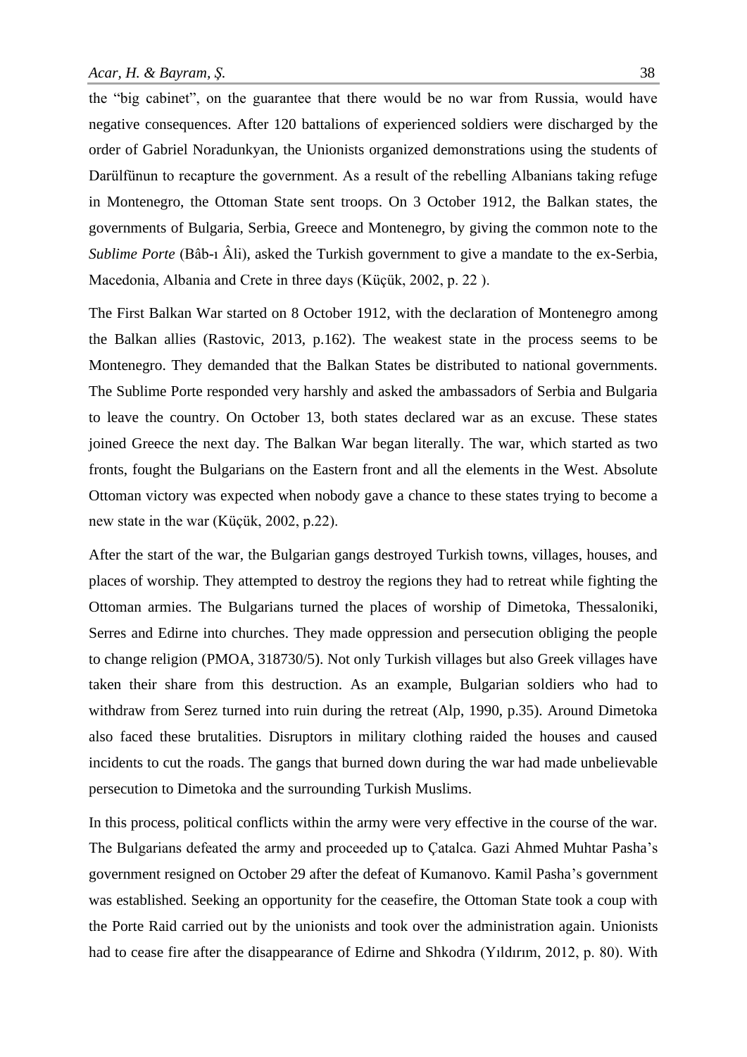the "big cabinet", on the guarantee that there would be no war from Russia, would have negative consequences. After 120 battalions of experienced soldiers were discharged by the order of Gabriel Noradunkyan, the Unionists organized demonstrations using the students of Darülfünun to recapture the government. As a result of the rebelling Albanians taking refuge in Montenegro, the Ottoman State sent troops. On 3 October 1912, the Balkan states, the governments of Bulgaria, Serbia, Greece and Montenegro, by giving the common note to the *Sublime Porte* (Bâb-ı Âli), asked the Turkish government to give a mandate to the ex-Serbia, Macedonia, Albania and Crete in three days (Küçük, 2002, p. 22 ).

The First Balkan War started on 8 October 1912, with the declaration of Montenegro among the Balkan allies (Rastovic, 2013, p.162). The weakest state in the process seems to be Montenegro. They demanded that the Balkan States be distributed to national governments. The Sublime Porte responded very harshly and asked the ambassadors of Serbia and Bulgaria to leave the country. On October 13, both states declared war as an excuse. These states joined Greece the next day. The Balkan War began literally. The war, which started as two fronts, fought the Bulgarians on the Eastern front and all the elements in the West. Absolute Ottoman victory was expected when nobody gave a chance to these states trying to become a new state in the war (Küçük, 2002, p.22).

After the start of the war, the Bulgarian gangs destroyed Turkish towns, villages, houses, and places of worship. They attempted to destroy the regions they had to retreat while fighting the Ottoman armies. The Bulgarians turned the places of worship of Dimetoka, Thessaloniki, Serres and Edirne into churches. They made oppression and persecution obliging the people to change religion (PMOA, 318730/5). Not only Turkish villages but also Greek villages have taken their share from this destruction. As an example, Bulgarian soldiers who had to withdraw from Serez turned into ruin during the retreat (Alp, 1990, p.35). Around Dimetoka also faced these brutalities. Disruptors in military clothing raided the houses and caused incidents to cut the roads. The gangs that burned down during the war had made unbelievable persecution to Dimetoka and the surrounding Turkish Muslims.

In this process, political conflicts within the army were very effective in the course of the war. The Bulgarians defeated the army and proceeded up to Çatalca. Gazi Ahmed Muhtar Pasha's government resigned on October 29 after the defeat of Kumanovo. Kamil Pasha's government was established. Seeking an opportunity for the ceasefire, the Ottoman State took a coup with the Porte Raid carried out by the unionists and took over the administration again. Unionists had to cease fire after the disappearance of Edirne and Shkodra (Yıldırım, 2012, p. 80). With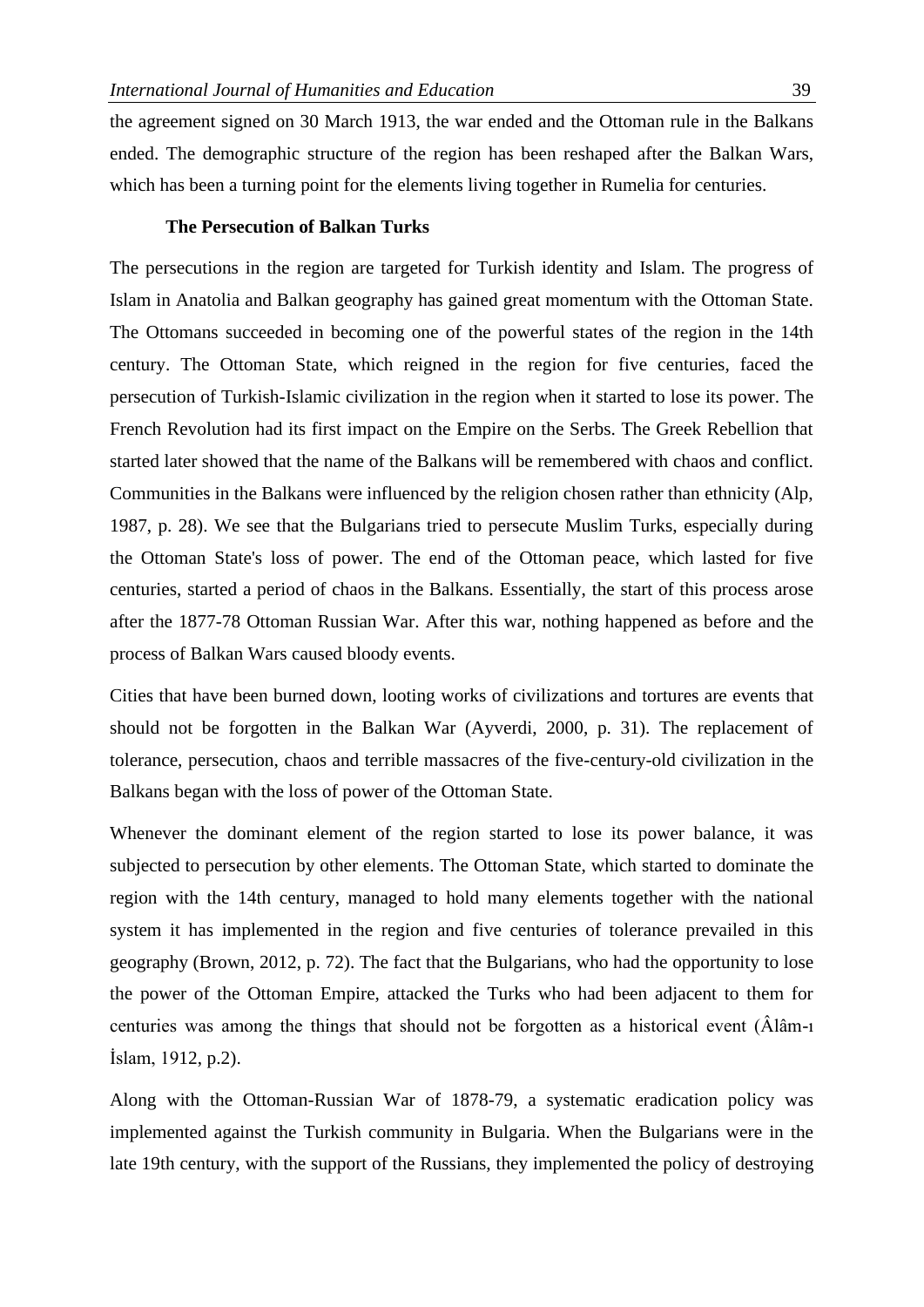the agreement signed on 30 March 1913, the war ended and the Ottoman rule in the Balkans ended. The demographic structure of the region has been reshaped after the Balkan Wars, which has been a turning point for the elements living together in Rumelia for centuries.

## The Persecution of Balkan Turks

The persecutions in the region are targeted for Turkish identity and Islam. The progress of Islam in Anatolia and Balkan geography has gained great momentum with the Ottoman State. The Ottomans succeeded in becoming one of the powerful states of the region in the 14th century. The Ottoman State, which reigned in the region for five centuries, faced the persecution of Turkish-Islamic civilization in the region when it started to lose its power. The French Revolution had its first impact on the Empire on the Serbs. The Greek Rebellion that started later showed that the name of the Balkans will be remembered with chaos and conflict. Communities in the Balkans were influenced by the religion chosen rather than ethnicity (Alp, 1987, p. 28). We see that the Bulgarians tried to persecute Muslim Turks, especially during the Ottoman State's loss of power. The end of the Ottoman peace, which lasted for five centuries, started a period of chaos in the Balkans. Essentially, the start of this process arose after the 1877-78 Ottoman Russian War. After this war, nothing happened as before and the process of Balkan Wars caused bloody events.

Cities that have been burned down, looting works of civilizations and tortures are events that should not be forgotten in the Balkan War (Ayverdi, 2000, p. 31). The replacement of tolerance, persecution, chaos and terrible massacres of the five-century-old civilization in the Balkans began with the loss of power of the Ottoman State.

Whenever the dominant element of the region started to lose its power balance, it was subjected to persecution by other elements. The Ottoman State, which started to dominate the region with the 14th century, managed to hold many elements together with the national system it has implemented in the region and five centuries of tolerance prevailed in this geography (Brown, 2012, p. 72). The fact that the Bulgarians, who had the opportunity to lose the power of the Ottoman Empire, attacked the Turks who had been adjacent to them for centuries was among the things that should not be forgotten as a historical event (Âlâm-ı İslam, 1912, p.2).

Along with the Ottoman-Russian War of 1878-79, a systematic eradication policy was implemented against the Turkish community in Bulgaria. When the Bulgarians were in the late 19th century, with the support of the Russians, they implemented the policy of destroying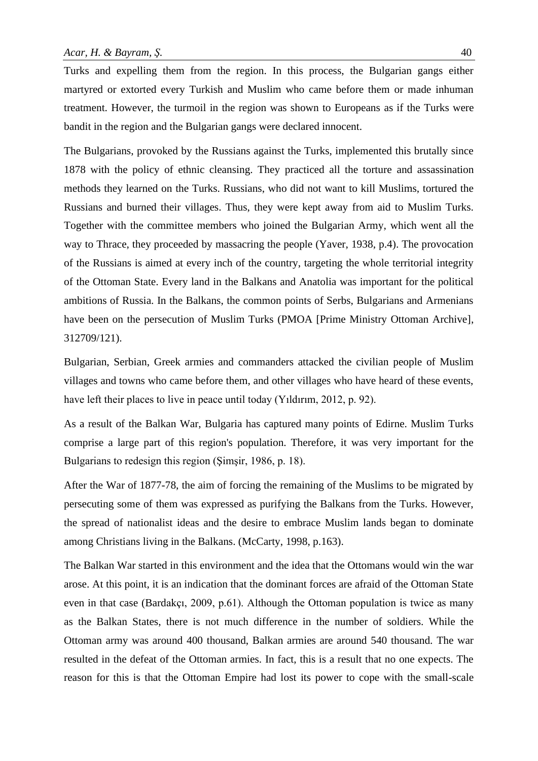Turks and expelling them from the region. In this process, the Bulgarian gangs either martyred or extorted every Turkish and Muslim who came before them or made inhuman treatment. However, the turmoil in the region was shown to Europeans as if the Turks were bandit in the region and the Bulgarian gangs were declared innocent.

The Bulgarians, provoked by the Russians against the Turks, implemented this brutally since 1878 with the policy of ethnic cleansing. They practiced all the torture and assassination methods they learned on the Turks. Russians, who did not want to kill Muslims, tortured the Russians and burned their villages. Thus, they were kept away from aid to Muslim Turks. Together with the committee members who joined the Bulgarian Army, which went all the way to Thrace, they proceeded by massacring the people (Yaver, 1938, p.4). The provocation of the Russians is aimed at every inch of the country, targeting the whole territorial integrity of the Ottoman State. Every land in the Balkans and Anatolia was important for the political ambitions of Russia. In the Balkans, the common points of Serbs, Bulgarians and Armenians have been on the persecution of Muslim Turks (PMOA [Prime Ministry Ottoman Archive], 312709/121).

Bulgarian, Serbian, Greek armies and commanders attacked the civilian people of Muslim villages and towns who came before them, and other villages who have heard of these events, have left their places to live in peace until today (Yıldırım, 2012, p. 92).

As a result of the Balkan War, Bulgaria has captured many points of Edirne. Muslim Turks comprise a large part of this region's population. Therefore, it was very important for the Bulgarians to redesign this region (Şimşir, 1986, p. 18).

After the War of 1877-78, the aim of forcing the remaining of the Muslims to be migrated by persecuting some of them was expressed as purifying the Balkans from the Turks. However, the spread of nationalist ideas and the desire to embrace Muslim lands began to dominate among Christians living in the Balkans. (McCarty, 1998, p.163).

The Balkan War started in this environment and the idea that the Ottomans would win the war arose. At this point, it is an indication that the dominant forces are afraid of the Ottoman State even in that case (Bardakçı, 2009, p.61). Although the Ottoman population is twice as many as the Balkan States, there is not much difference in the number of soldiers. While the Ottoman army was around 400 thousand, Balkan armies are around 540 thousand. The war resulted in the defeat of the Ottoman armies. In fact, this is a result that no one expects. The reason for this is that the Ottoman Empire had lost its power to cope with the small-scale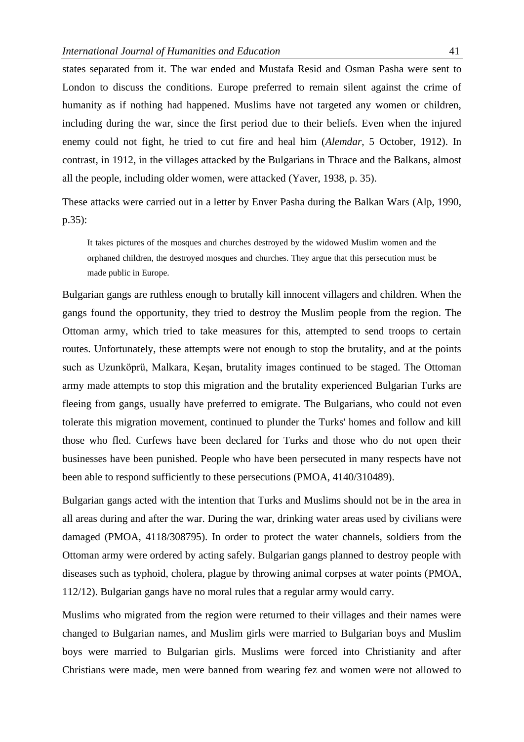states separated from it. The war ended and Mustafa Resid and Osman Pasha were sent to London to discuss the conditions. Europe preferred to remain silent against the crime of humanity as if nothing had happened. Muslims have not targeted any women or children, including during the war, since the first period due to their beliefs. Even when the injured enemy could not fight, he tried to cut fire and heal him (*Alemdar*, 5 October, 1912). In contrast, in 1912, in the villages attacked by the Bulgarians in Thrace and the Balkans, almost all the people, including older women, were attacked (Yaver, 1938, p. 35).

These attacks were carried out in a letter by Enver Pasha during the Balkan Wars (Alp, 1990, p.35):

> It takes pictures of the mosques and churches destroyed by the widowed Muslim women and the orphaned children, the destroyed mosques and churches. They argue that this persecution must be made public in Europe.

Bulgarian gangs are ruthless enough to brutally kill innocent villagers and children. When the gangs found the opportunity, they tried to destroy the Muslim people from the region. The Ottoman army, which tried to take measures for this, attempted to send troops to certain routes. Unfortunately, these attempts were not enough to stop the brutality, and at the points such as Uzunköprü, Malkara, Keşan, brutality images continued to be staged. The Ottoman army made attempts to stop this migration and the brutality experienced Bulgarian Turks are fleeing from gangs, usually have preferred to emigrate. The Bulgarians, who could not even tolerate this migration movement, continued to plunder the Turks' homes and follow and kill those who fled. Curfews have been declared for Turks and those who do not open their businesses have been punished. People who have been persecuted in many respects have not been able to respond sufficiently to these persecutions (PMOA, 4140/310489).

Bulgarian gangs acted with the intention that Turks and Muslims should not be in the area in all areas during and after the war. During the war, drinking water areas used by civilians were damaged (PMOA, 4118/308795). In order to protect the water channels, soldiers from the Ottoman army were ordered by acting safely. Bulgarian gangs planned to destroy people with diseases such as typhoid, cholera, plague by throwing animal corpses at water points (PMOA, 112/12). Bulgarian gangs have no moral rules that a regular army would carry.

Muslims who migrated from the region were returned to their villages and their names were changed to Bulgarian names, and Muslim girls were married to Bulgarian boys and Muslim boys were married to Bulgarian girls. Muslims were forced into Christianity and after Christians were made, men were banned from wearing fez and women were not allowed to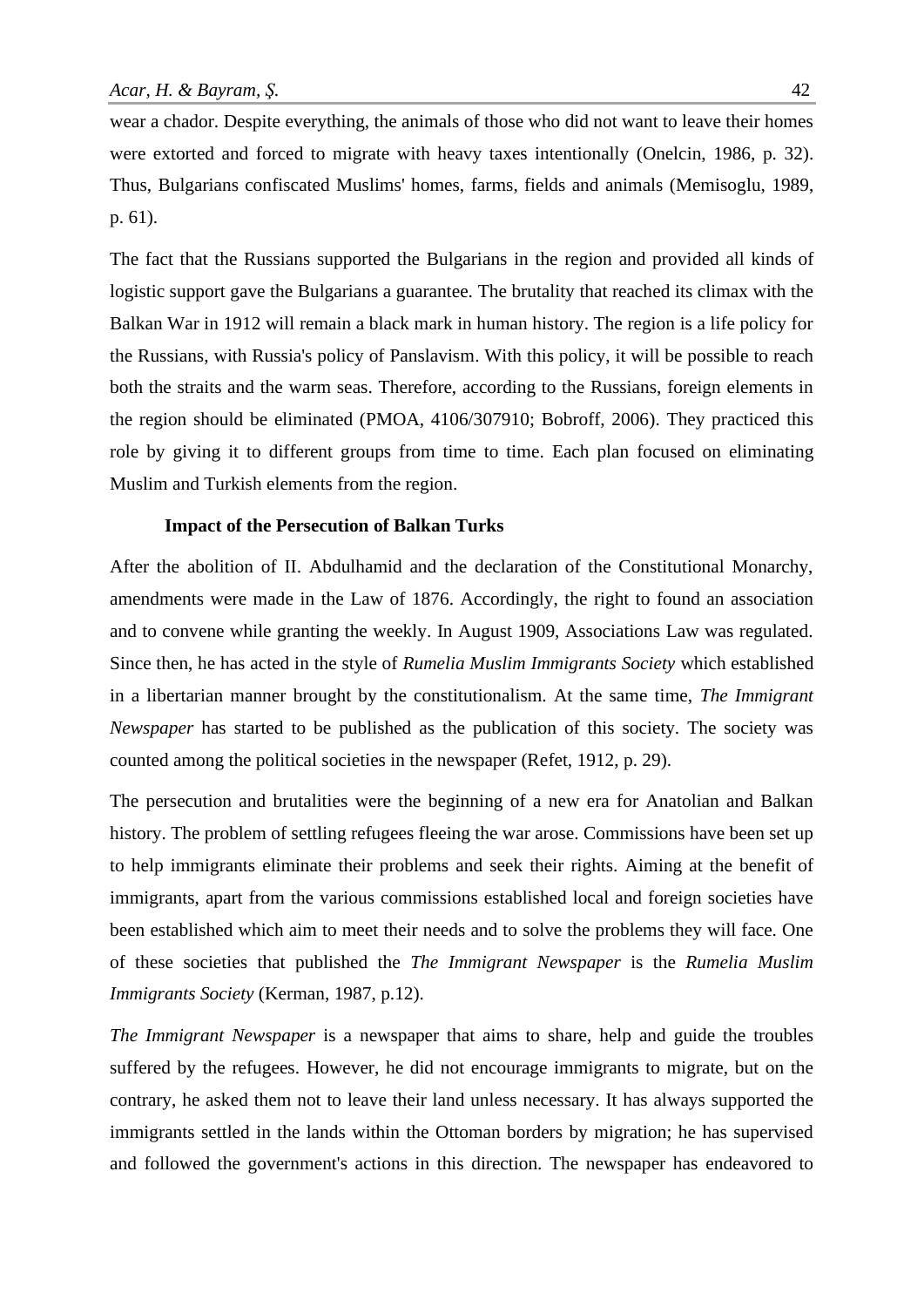wear a chador. Despite everything, the animals of those who did not want to leave their homes were extorted and forced to migrate with heavy taxes intentionally (Onelcin, 1986, p. 32). Thus, Bulgarians confiscated Muslims' homes, farms, fields and animals (Memisoglu, 1989, p. 61).

The fact that the Russians supported the Bulgarians in the region and provided all kinds of logistic support gave the Bulgarians a guarantee. The brutality that reached its climax with the Balkan War in 1912 will remain a black mark in human history. The region is a life policy for the Russians, with Russia's policy of Panslavism. With this policy, it will be possible to reach both the straits and the warm seas. Therefore, according to the Russians, foreign elements in the region should be eliminated (PMOA, 4106/307910; Bobroff, 2006). They practiced this role by giving it to different groups from time to time. Each plan focused on eliminating Muslim and Turkish elements from the region.

## Impact of the Persecution of Balkan Turks

After the abolition of II. Abdulhamid and the declaration of the Constitutional Monarchy, amendments were made in the Law of 1876. Accordingly, the right to found an association and to convene while granting the weekly. In August 1909, Associations Law was regulated. Since then, he has acted in the style of *Rumelia Muslim Immigrants Society* which established in a libertarian manner brought by the constitutionalism. At the same time, *The Immigrant Newspaper* has started to be published as the publication of this society. The society was counted among the political societies in the newspaper (Refet, 1912, p. 29).

The persecution and brutalities were the beginning of a new era for Anatolian and Balkan history. The problem of settling refugees fleeing the war arose. Commissions have been set up to help immigrants eliminate their problems and seek their rights. Aiming at the benefit of immigrants, apart from the various commissions established local and foreign societies have been established which aim to meet their needs and to solve the problems they will face. One of these societies that published the *The Immigrant Newspaper* is the *Rumelia Muslim Immigrants Society* (Kerman, 1987, p.12).

*The Immigrant Newspaper* is a newspaper that aims to share, help and guide the troubles suffered by the refugees. However, he did not encourage immigrants to migrate, but on the contrary, he asked them not to leave their land unless necessary. It has always supported the immigrants settled in the lands within the Ottoman borders by migration; he has supervised and followed the government's actions in this direction. The newspaper has endeavored to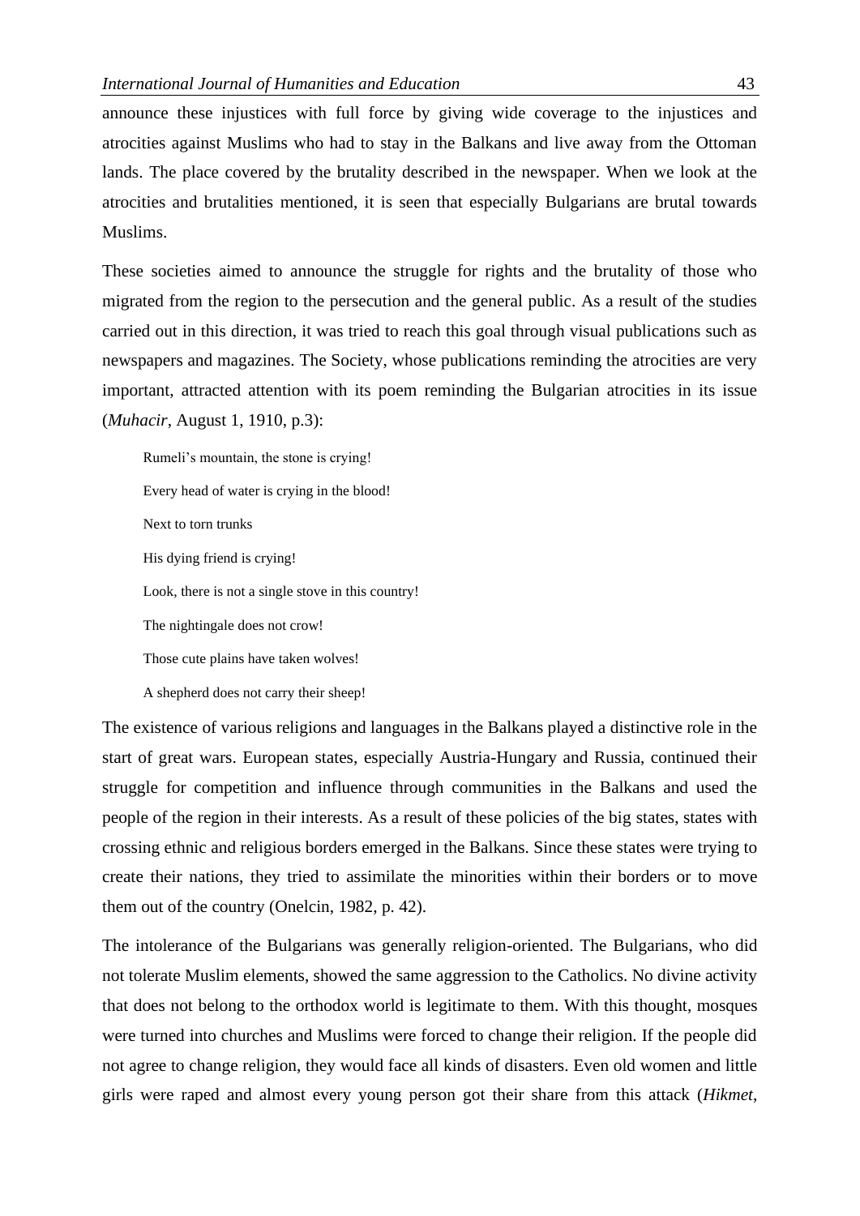announce these injustices with full force by giving wide coverage to the injustices and atrocities against Muslims who had to stay in the Balkans and live away from the Ottoman lands. The place covered by the brutality described in the newspaper. When we look at the atrocities and brutalities mentioned, it is seen that especially Bulgarians are brutal towards Muslims.

These societies aimed to announce the struggle for rights and the brutality of those who migrated from the region to the persecution and the general public. As a result of the studies carried out in this direction, it was tried to reach this goal through visual publications such as newspapers and magazines. The Society, whose publications reminding the atrocities are very important, attracted attention with its poem reminding the Bulgarian atrocities in its issue (*Muhacir*, August 1, 1910, p.3):

> Rumeli's mountain, the stone is crying!
>
> Every head of water is crying in the blood!
>
> Next to torn trunks
>
> His dying friend is crying!
>
> Look, there is not a single stove in this country!
>
> The nightingale does not crow!
>
> Those cute plains have taken wolves!
>
> A shepherd does not carry their sheep!

The existence of various religions and languages in the Balkans played a distinctive role in the start of great wars. European states, especially Austria-Hungary and Russia, continued their struggle for competition and influence through communities in the Balkans and used the people of the region in their interests. As a result of these policies of the big states, states with crossing ethnic and religious borders emerged in the Balkans. Since these states were trying to create their nations, they tried to assimilate the minorities within their borders or to move them out of the country (Onelcin, 1982, p. 42).

The intolerance of the Bulgarians was generally religion-oriented. The Bulgarians, who did not tolerate Muslim elements, showed the same aggression to the Catholics. No divine activity that does not belong to the orthodox world is legitimate to them. With this thought, mosques were turned into churches and Muslims were forced to change their religion. If the people did not agree to change religion, they would face all kinds of disasters. Even old women and little girls were raped and almost every young person got their share from this attack (*Hikmet*,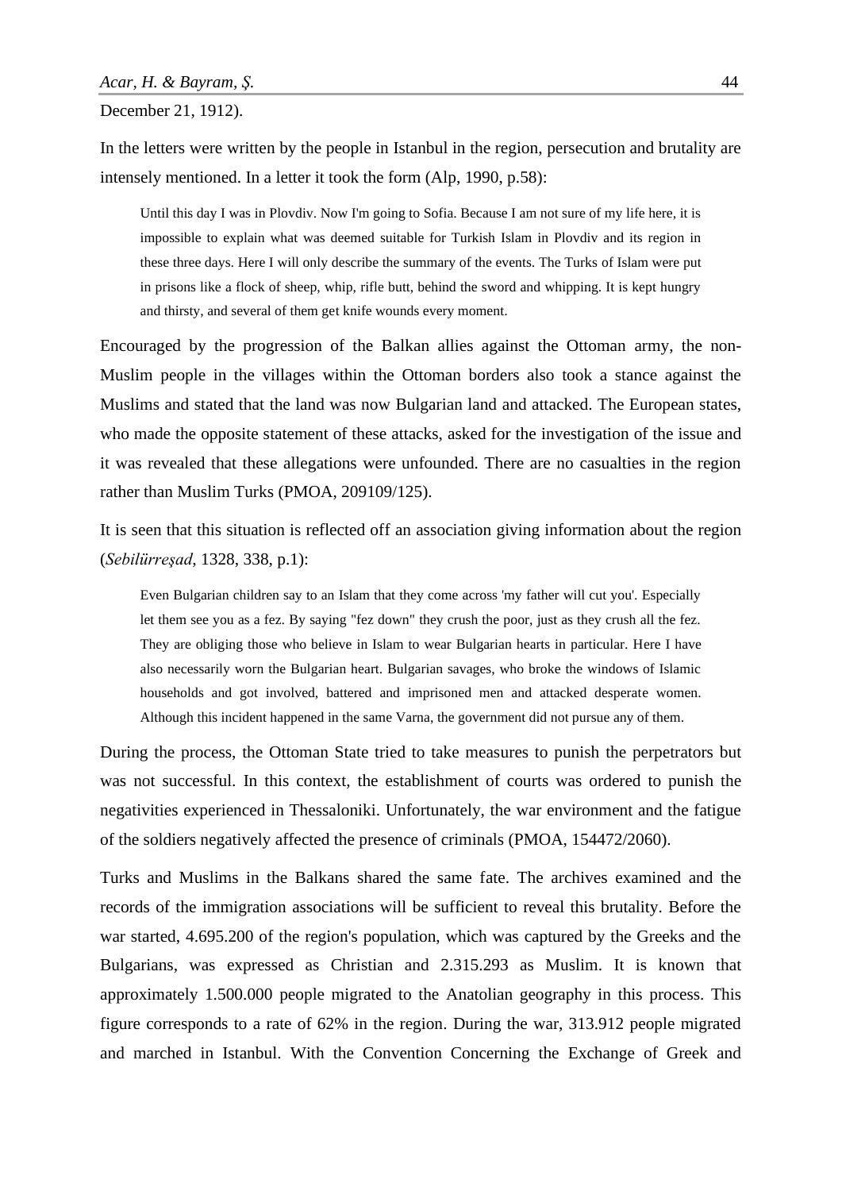December 21, 1912).

In the letters were written by the people in Istanbul in the region, persecution and brutality are intensely mentioned. In a letter it took the form (Alp, 1990, p.58):

> Until this day I was in Plovdiv. Now I'm going to Sofia. Because I am not sure of my life here, it is impossible to explain what was deemed suitable for Turkish Islam in Plovdiv and its region in these three days. Here I will only describe the summary of the events. The Turks of Islam were put in prisons like a flock of sheep, whip, rifle butt, behind the sword and whipping. It is kept hungry and thirsty, and several of them get knife wounds every moment.

Encouraged by the progression of the Balkan allies against the Ottoman army, the non-Muslim people in the villages within the Ottoman borders also took a stance against the Muslims and stated that the land was now Bulgarian land and attacked. The European states, who made the opposite statement of these attacks, asked for the investigation of the issue and it was revealed that these allegations were unfounded. There are no casualties in the region rather than Muslim Turks (PMOA, 209109/125).

It is seen that this situation is reflected off an association giving information about the region (*Sebilürreşad*, 1328, 338, p.1):

> Even Bulgarian children say to an Islam that they come across 'my father will cut you'. Especially let them see you as a fez. By saying "fez down" they crush the poor, just as they crush all the fez. They are obliging those who believe in Islam to wear Bulgarian hearts in particular. Here I have also necessarily worn the Bulgarian heart. Bulgarian savages, who broke the windows of Islamic households and got involved, battered and imprisoned men and attacked desperate women. Although this incident happened in the same Varna, the government did not pursue any of them.

During the process, the Ottoman State tried to take measures to punish the perpetrators but was not successful. In this context, the establishment of courts was ordered to punish the negativities experienced in Thessaloniki. Unfortunately, the war environment and the fatigue of the soldiers negatively affected the presence of criminals (PMOA, 154472/2060).

Turks and Muslims in the Balkans shared the same fate. The archives examined and the records of the immigration associations will be sufficient to reveal this brutality. Before the war started, 4.695.200 of the region's population, which was captured by the Greeks and the Bulgarians, was expressed as Christian and 2.315.293 as Muslim. It is known that approximately 1.500.000 people migrated to the Anatolian geography in this process. This figure corresponds to a rate of 62% in the region. During the war, 313.912 people migrated and marched in Istanbul. With the Convention Concerning the Exchange of Greek and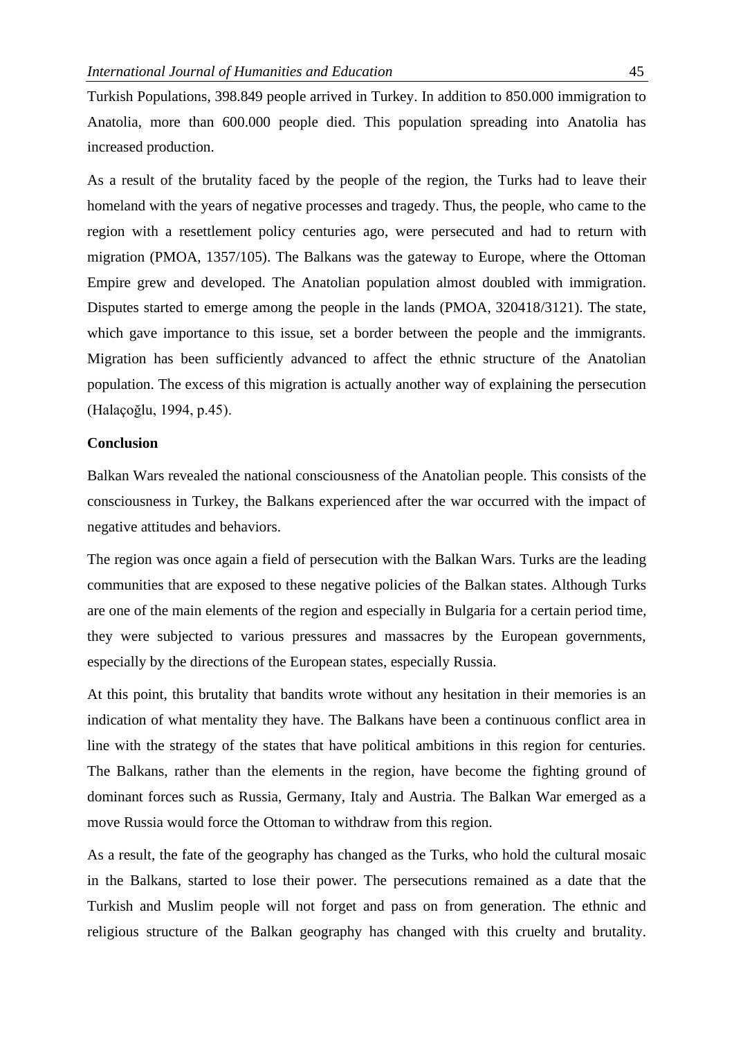Turkish Populations, 398.849 people arrived in Turkey. In addition to 850.000 immigration to Anatolia, more than 600.000 people died. This population spreading into Anatolia has increased production.

As a result of the brutality faced by the people of the region, the Turks had to leave their homeland with the years of negative processes and tragedy. Thus, the people, who came to the region with a resettlement policy centuries ago, were persecuted and had to return with migration (PMOA, 1357/105). The Balkans was the gateway to Europe, where the Ottoman Empire grew and developed. The Anatolian population almost doubled with immigration. Disputes started to emerge among the people in the lands (PMOA, 320418/3121). The state, which gave importance to this issue, set a border between the people and the immigrants. Migration has been sufficiently advanced to affect the ethnic structure of the Anatolian population. The excess of this migration is actually another way of explaining the persecution (Halaçoğlu, 1994, p.45).

## Conclusion

Balkan Wars revealed the national consciousness of the Anatolian people. This consists of the consciousness in Turkey, the Balkans experienced after the war occurred with the impact of negative attitudes and behaviors.

The region was once again a field of persecution with the Balkan Wars. Turks are the leading communities that are exposed to these negative policies of the Balkan states. Although Turks are one of the main elements of the region and especially in Bulgaria for a certain period time, they were subjected to various pressures and massacres by the European governments, especially by the directions of the European states, especially Russia.

At this point, this brutality that bandits wrote without any hesitation in their memories is an indication of what mentality they have. The Balkans have been a continuous conflict area in line with the strategy of the states that have political ambitions in this region for centuries. The Balkans, rather than the elements in the region, have become the fighting ground of dominant forces such as Russia, Germany, Italy and Austria. The Balkan War emerged as a move Russia would force the Ottoman to withdraw from this region.

As a result, the fate of the geography has changed as the Turks, who hold the cultural mosaic in the Balkans, started to lose their power. The persecutions remained as a date that the Turkish and Muslim people will not forget and pass on from generation. The ethnic and religious structure of the Balkan geography has changed with this cruelty and brutality.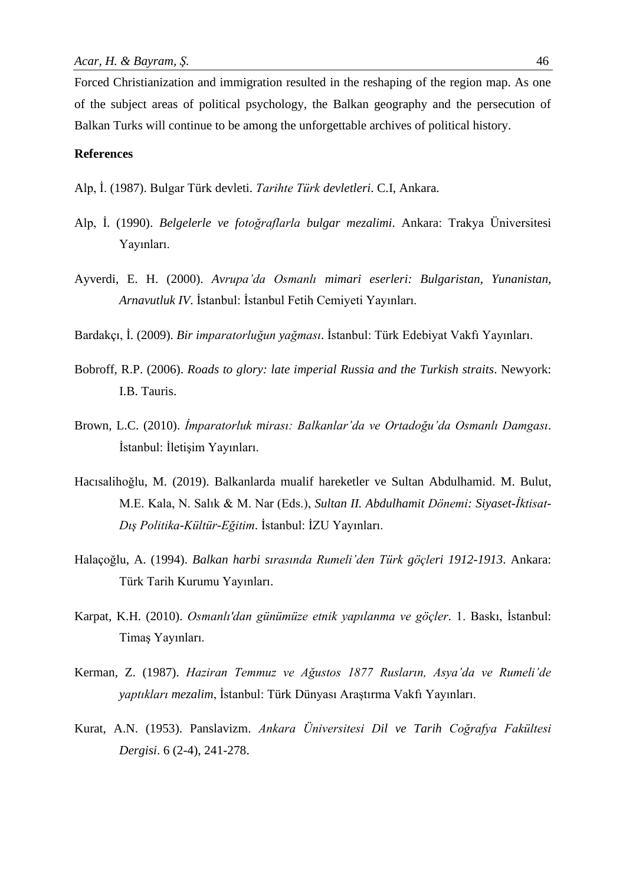Forced Christianization and immigration resulted in the reshaping of the region map. As one of the subject areas of political psychology, the Balkan geography and the persecution of Balkan Turks will continue to be among the unforgettable archives of political history.

**References**

Alp, İ. (1987). Bulgar Türk devleti. *Tarihte Türk devletleri*. C.I, Ankara.

Alp, İ. (1990). *Belgelerle ve fotoğraflarla bulgar mezalimi*. Ankara: Trakya Üniversitesi Yayınları.

Ayverdi, E. H. (2000). *Avrupa'da Osmanlı mimari eserleri: Bulgaristan, Yunanistan, Arnavutluk IV*. İstanbul: İstanbul Fetih Cemiyeti Yayınları.

Bardakçı, İ. (2009). *Bir imparatorluğun yağması*. İstanbul: Türk Edebiyat Vakfı Yayınları.

Bobroff, R.P. (2006). *Roads to glory: late imperial Russia and the Turkish straits*. Newyork: I.B. Tauris.

Brown, L.C. (2010). *İmparatorluk mirası: Balkanlar'da ve Ortadoğu'da Osmanlı Damgası*. İstanbul: İletişim Yayınları.

Hacısalihoğlu, M. (2019). Balkanlarda mualif hareketler ve Sultan Abdulhamid. M. Bulut, M.E. Kala, N. Salık & M. Nar (Eds.), *Sultan II. Abdulhamit Dönemi: Siyaset-İktisat-Dış Politika-Kültür-Eğitim*. İstanbul: İZU Yayınları.

Halaçoğlu, A. (1994). *Balkan harbi sırasında Rumeli'den Türk göçleri 1912-1913*. Ankara: Türk Tarih Kurumu Yayınları.

Karpat, K.H. (2010). *Osmanlı'dan günümüze etnik yapılanma ve göçler*. 1. Baskı, İstanbul: Timaş Yayınları.

Kerman, Z. (1987). *Haziran Temmuz ve Ağustos 1877 Rusların, Asya'da ve Rumeli'de yaptıkları mezalim*, İstanbul: Türk Dünyası Araştırma Vakfı Yayınları.

Kurat, A.N. (1953). Panslavizm. *Ankara Üniversitesi Dil ve Tarih Coğrafya Fakültesi Dergisi*. 6 (2-4), 241-278.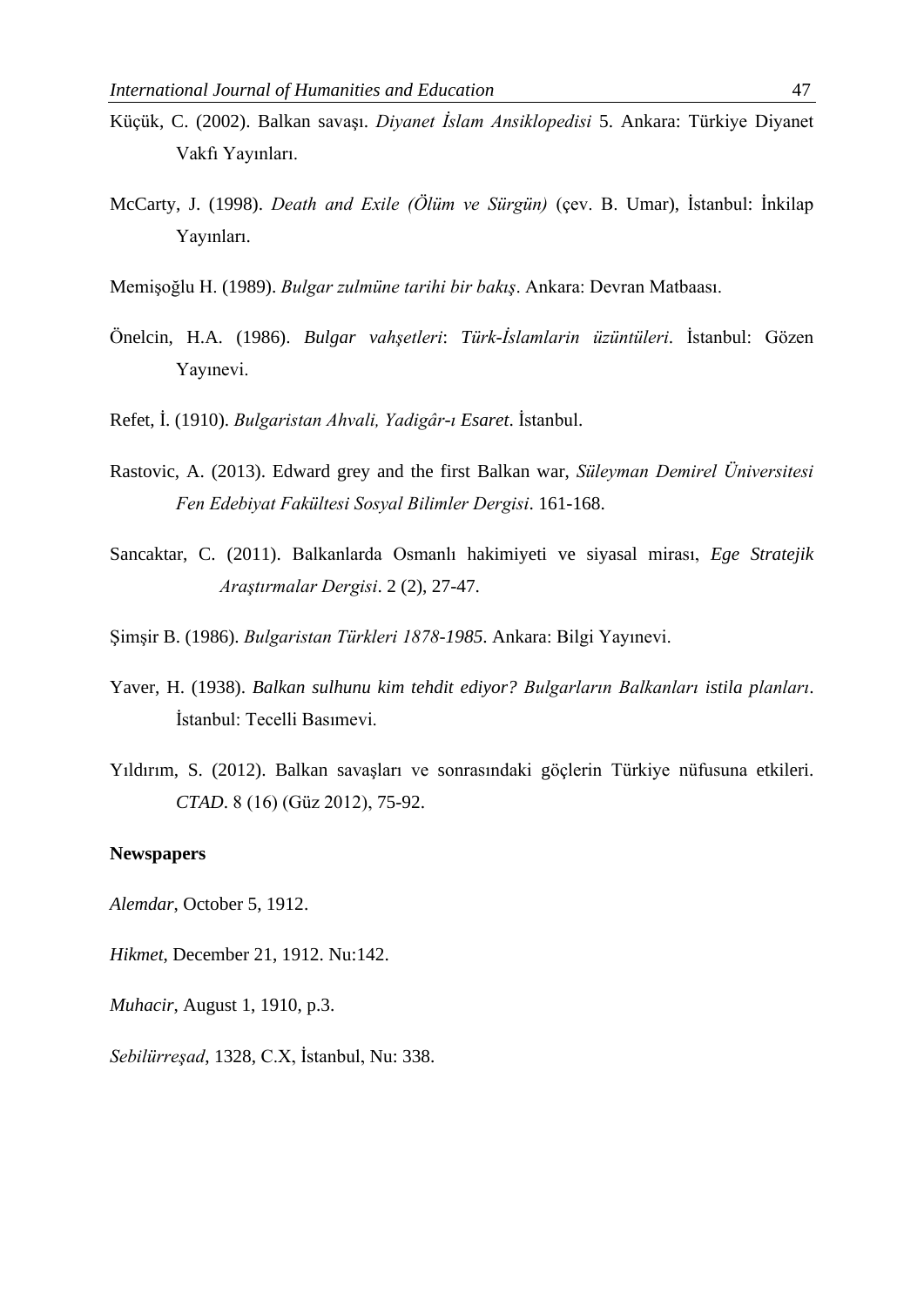Küçük, C. (2002). Balkan savaşı. *Diyanet İslam Ansiklopedisi* 5. Ankara: Türkiye Diyanet Vakfı Yayınları.

McCarty, J. (1998). *Death and Exile (Ölüm ve Sürgün)* (çev. B. Umar), İstanbul: İnkilap Yayınları.

Memişoğlu H. (1989). *Bulgar zulmüne tarihi bir bakış*. Ankara: Devran Matbaası.

Önelcin, H.A. (1986). *Bulgar vahşetleri*: *Türk-İslamlarin üzüntüleri*. İstanbul: Gözen Yayınevi.

Refet, İ. (1910). *Bulgaristan Ahvali, Yadigâr-ı Esaret*. İstanbul.

Rastovic, A. (2013). Edward grey and the first Balkan war, *Süleyman Demirel Üniversitesi Fen Edebiyat Fakültesi Sosyal Bilimler Dergisi*. 161-168.

Sancaktar, C. (2011). Balkanlarda Osmanlı hakimiyeti ve siyasal mirası, *Ege Stratejik Araştırmalar Dergisi*. 2 (2), 27-47.

Şimşir B. (1986). *Bulgaristan Türkleri 1878-1985*. Ankara: Bilgi Yayınevi.

Yaver, H. (1938). *Balkan sulhunu kim tehdit ediyor? Bulgarların Balkanları istila planları*. İstanbul: Tecelli Basımevi.

Yıldırım, S. (2012). Balkan savaşları ve sonrasındaki göçlerin Türkiye nüfusuna etkileri. *CTAD*. 8 (16) (Güz 2012), 75-92.

**Newspapers**

*Alemdar*, October 5, 1912.

*Hikmet,* December 21, 1912. Nu:142.

*Muhacir*, August 1, 1910, p.3.

*Sebilürreşad*, 1328, C.X, İstanbul, Nu: 338.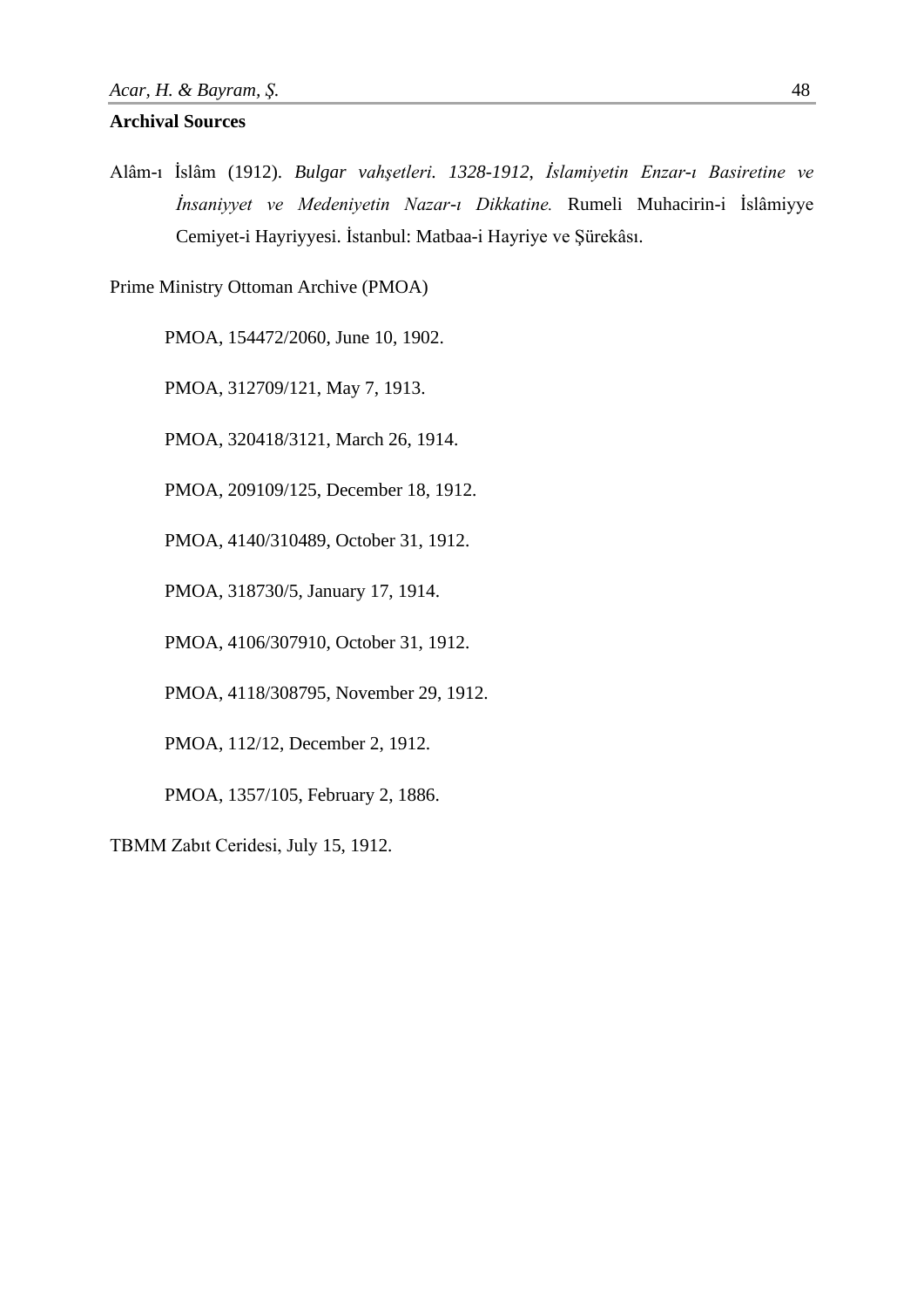**Archival Sources**

Alâm-ı İslâm (1912). *Bulgar vahşetleri. 1328-1912, İslamiyetin Enzar-ı Basiretine ve İnsaniyyet ve Medeniyetin Nazar-ı Dikkatine.* Rumeli Muhacirin-i İslâmiyye Cemiyet-i Hayriyyesi. İstanbul: Matbaa-i Hayriye ve Şürekâsı.

Prime Ministry Ottoman Archive (PMOA)

PMOA, 154472/2060, June 10, 1902.

PMOA, 312709/121, May 7, 1913.

PMOA, 320418/3121, March 26, 1914.

PMOA, 209109/125, December 18, 1912.

PMOA, 4140/310489, October 31, 1912.

PMOA, 318730/5, January 17, 1914.

PMOA, 4106/307910, October 31, 1912.

PMOA, 4118/308795, November 29, 1912.

PMOA, 112/12, December 2, 1912.

PMOA, 1357/105, February 2, 1886.

TBMM Zabıt Ceridesi, July 15, 1912.